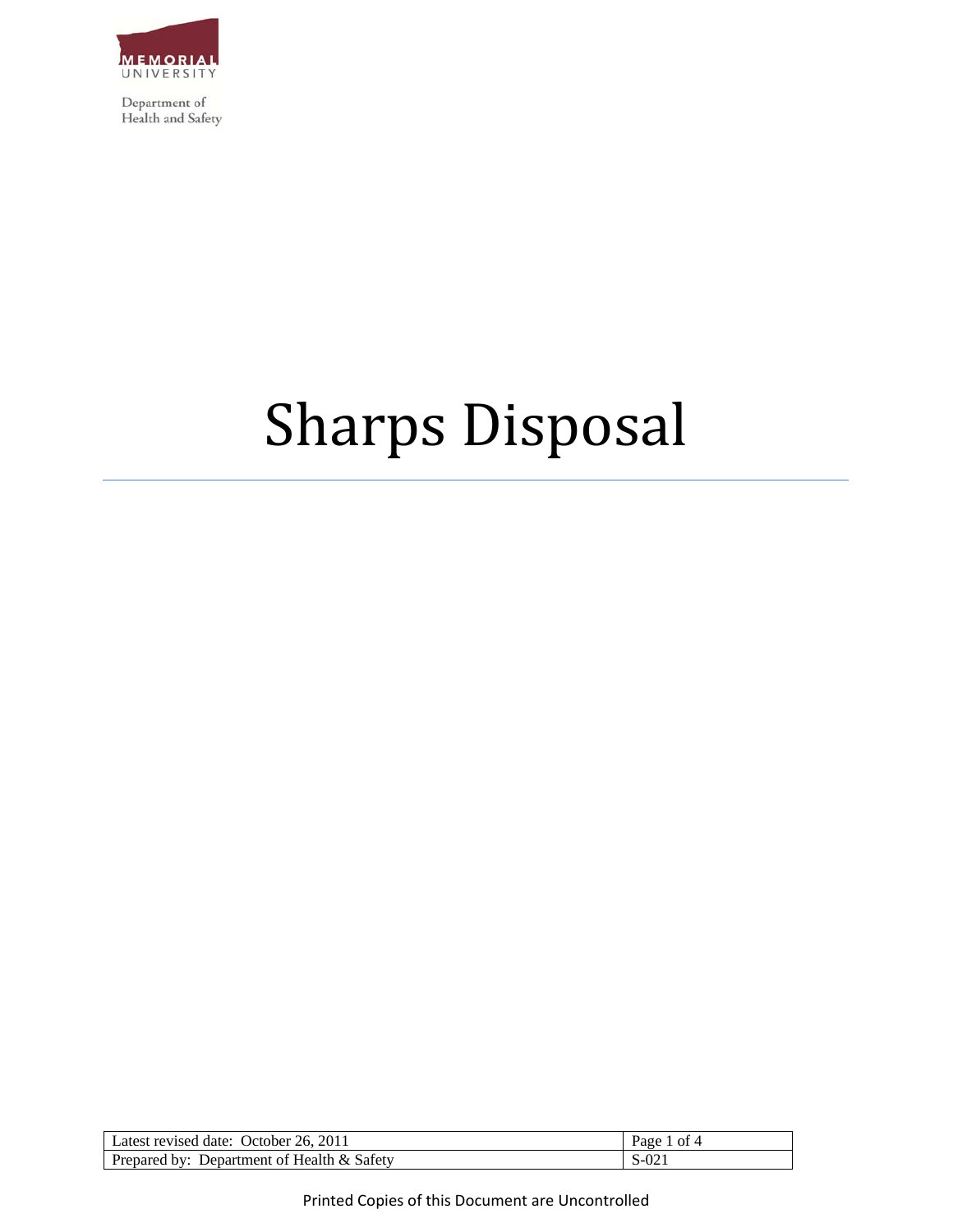Department of Health and Safety

# Sharps Disposal

| Latest revised date: October 26, 2011 | Page 1 of 4 |
| --- | --- |
| Prepared by: Department of Health & Safety | S-021 |

Printed Copies of this Document are Uncontrolled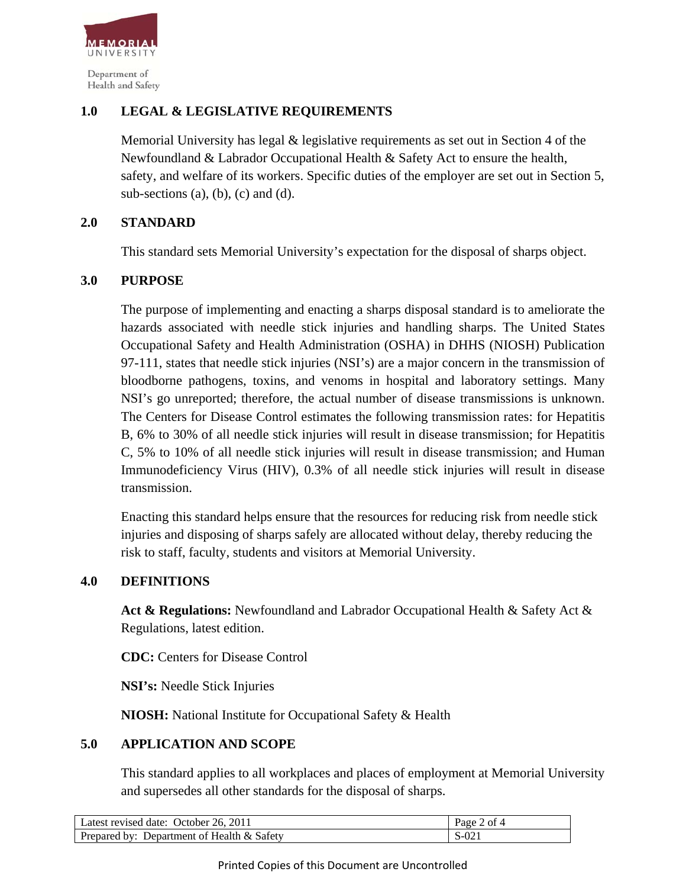## 1.0 LEGAL & LEGISLATIVE REQUIREMENTS

Memorial University has legal & legislative requirements as set out in Section 4 of the Newfoundland & Labrador Occupational Health & Safety Act to ensure the health, safety, and welfare of its workers. Specific duties of the employer are set out in Section 5, sub-sections (a), (b), (c) and (d).

## 2.0 STANDARD

This standard sets Memorial University's expectation for the disposal of sharps object.

## 3.0 PURPOSE

The purpose of implementing and enacting a sharps disposal standard is to ameliorate the hazards associated with needle stick injuries and handling sharps. The United States Occupational Safety and Health Administration (OSHA) in DHHS (NIOSH) Publication 97-111, states that needle stick injuries (NSI's) are a major concern in the transmission of bloodborne pathogens, toxins, and venoms in hospital and laboratory settings. Many NSI's go unreported; therefore, the actual number of disease transmissions is unknown. The Centers for Disease Control estimates the following transmission rates: for Hepatitis B, 6% to 30% of all needle stick injuries will result in disease transmission; for Hepatitis C, 5% to 10% of all needle stick injuries will result in disease transmission; and Human Immunodeficiency Virus (HIV), 0.3% of all needle stick injuries will result in disease transmission.

Enacting this standard helps ensure that the resources for reducing risk from needle stick injuries and disposing of sharps safely are allocated without delay, thereby reducing the risk to staff, faculty, students and visitors at Memorial University.

## 4.0 DEFINITIONS

**Act & Regulations:** Newfoundland and Labrador Occupational Health & Safety Act & Regulations, latest edition.

**CDC:** Centers for Disease Control

**NSI's:** Needle Stick Injuries

**NIOSH:** National Institute for Occupational Safety & Health

## 5.0 APPLICATION AND SCOPE

This standard applies to all workplaces and places of employment at Memorial University and supersedes all other standards for the disposal of sharps.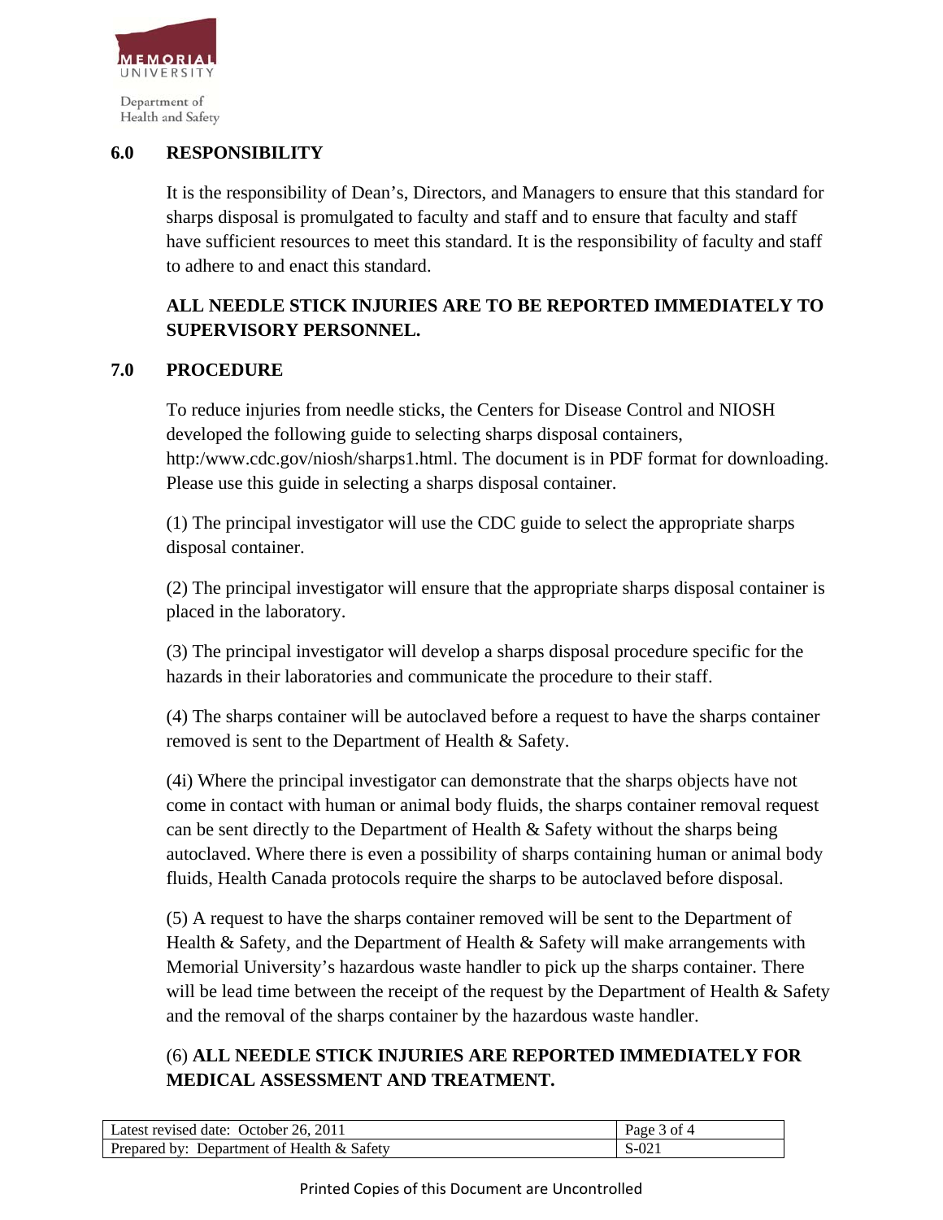## 6.0 RESPONSIBILITY

It is the responsibility of Dean's, Directors, and Managers to ensure that this standard for sharps disposal is promulgated to faculty and staff and to ensure that faculty and staff have sufficient resources to meet this standard. It is the responsibility of faculty and staff to adhere to and enact this standard.

**ALL NEEDLE STICK INJURIES ARE TO BE REPORTED IMMEDIATELY TO SUPERVISORY PERSONNEL.**

## 7.0 PROCEDURE

To reduce injuries from needle sticks, the Centers for Disease Control and NIOSH developed the following guide to selecting sharps disposal containers, http:/www.cdc.gov/niosh/sharps1.html. The document is in PDF format for downloading. Please use this guide in selecting a sharps disposal container.

(1) The principal investigator will use the CDC guide to select the appropriate sharps disposal container.

(2) The principal investigator will ensure that the appropriate sharps disposal container is placed in the laboratory.

(3) The principal investigator will develop a sharps disposal procedure specific for the hazards in their laboratories and communicate the procedure to their staff.

(4) The sharps container will be autoclaved before a request to have the sharps container removed is sent to the Department of Health & Safety.

(4i) Where the principal investigator can demonstrate that the sharps objects have not come in contact with human or animal body fluids, the sharps container removal request can be sent directly to the Department of Health & Safety without the sharps being autoclaved. Where there is even a possibility of sharps containing human or animal body fluids, Health Canada protocols require the sharps to be autoclaved before disposal.

(5) A request to have the sharps container removed will be sent to the Department of Health & Safety, and the Department of Health & Safety will make arrangements with Memorial University's hazardous waste handler to pick up the sharps container. There will be lead time between the receipt of the request by the Department of Health & Safety and the removal of the sharps container by the hazardous waste handler.

(6) **ALL NEEDLE STICK INJURIES ARE REPORTED IMMEDIATELY FOR MEDICAL ASSESSMENT AND TREATMENT.**

| Latest revised date: October 26, 2011 | Page 3 of 4 |
|---|---|
| Prepared by: Department of Health & Safety | S-021 |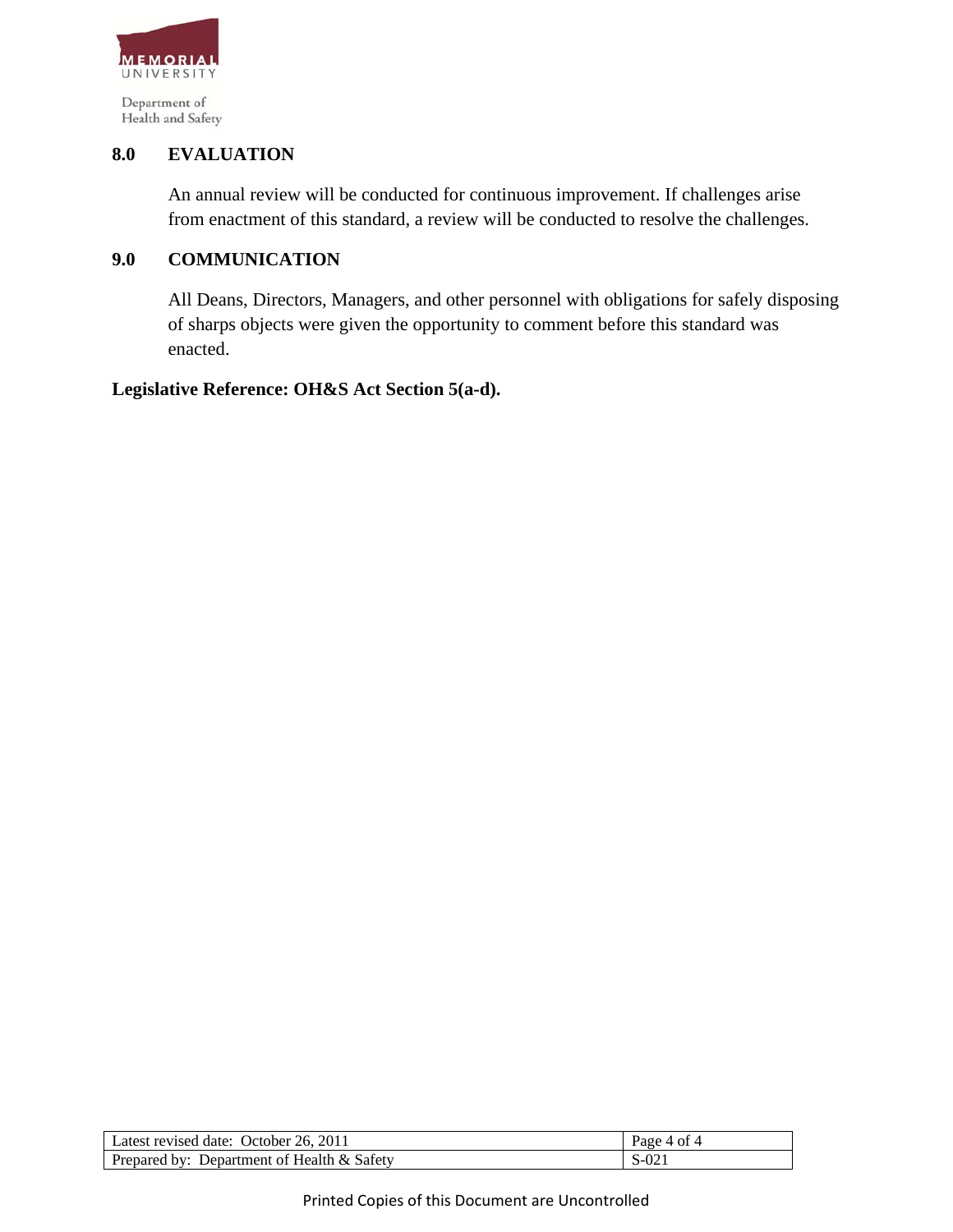## 8.0 EVALUATION

An annual review will be conducted for continuous improvement. If challenges arise from enactment of this standard, a review will be conducted to resolve the challenges.

## 9.0 COMMUNICATION

All Deans, Directors, Managers, and other personnel with obligations for safely disposing of sharps objects were given the opportunity to comment before this standard was enacted.

**Legislative Reference: OH&S Act Section 5(a-d).**